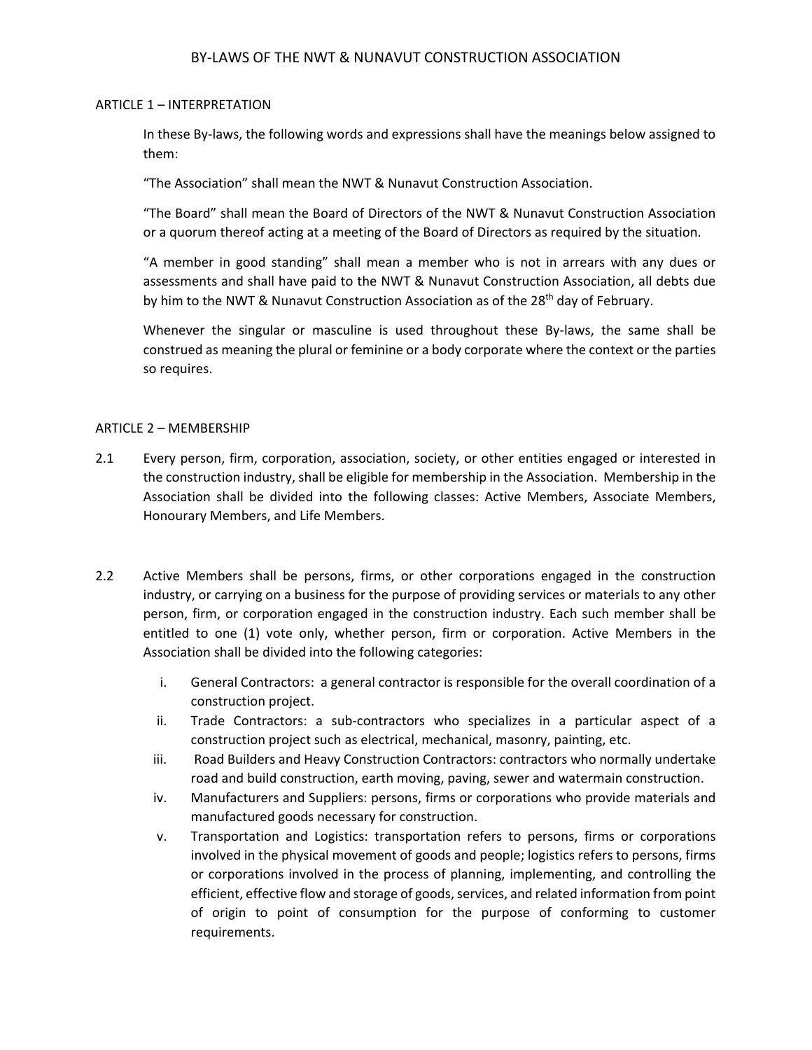# BY-LAWS OF THE NWT & NUNAVUT CONSTRUCTION ASSOCIATION

## ARTICLE 1 – INTERPRETATION

In these By-laws, the following words and expressions shall have the meanings below assigned to them:

"The Association" shall mean the NWT & Nunavut Construction Association.

"The Board" shall mean the Board of Directors of the NWT & Nunavut Construction Association or a quorum thereof acting at a meeting of the Board of Directors as required by the situation.

"A member in good standing" shall mean a member who is not in arrears with any dues or assessments and shall have paid to the NWT & Nunavut Construction Association, all debts due by him to the NWT & Nunavut Construction Association as of the 28th day of February.

Whenever the singular or masculine is used throughout these By-laws, the same shall be construed as meaning the plural or feminine or a body corporate where the context or the parties so requires.

## ARTICLE 2 – MEMBERSHIP

2.1 Every person, firm, corporation, association, society, or other entities engaged or interested in the construction industry, shall be eligible for membership in the Association. Membership in the Association shall be divided into the following classes: Active Members, Associate Members, Honourary Members, and Life Members.

2.2 Active Members shall be persons, firms, or other corporations engaged in the construction industry, or carrying on a business for the purpose of providing services or materials to any other person, firm, or corporation engaged in the construction industry. Each such member shall be entitled to one (1) vote only, whether person, firm or corporation. Active Members in the Association shall be divided into the following categories:

i. General Contractors: a general contractor is responsible for the overall coordination of a construction project.

ii. Trade Contractors: a sub-contractors who specializes in a particular aspect of a construction project such as electrical, mechanical, masonry, painting, etc.

iii. Road Builders and Heavy Construction Contractors: contractors who normally undertake road and build construction, earth moving, paving, sewer and watermain construction.

iv. Manufacturers and Suppliers: persons, firms or corporations who provide materials and manufactured goods necessary for construction.

v. Transportation and Logistics: transportation refers to persons, firms or corporations involved in the physical movement of goods and people; logistics refers to persons, firms or corporations involved in the process of planning, implementing, and controlling the efficient, effective flow and storage of goods, services, and related information from point of origin to point of consumption for the purpose of conforming to customer requirements.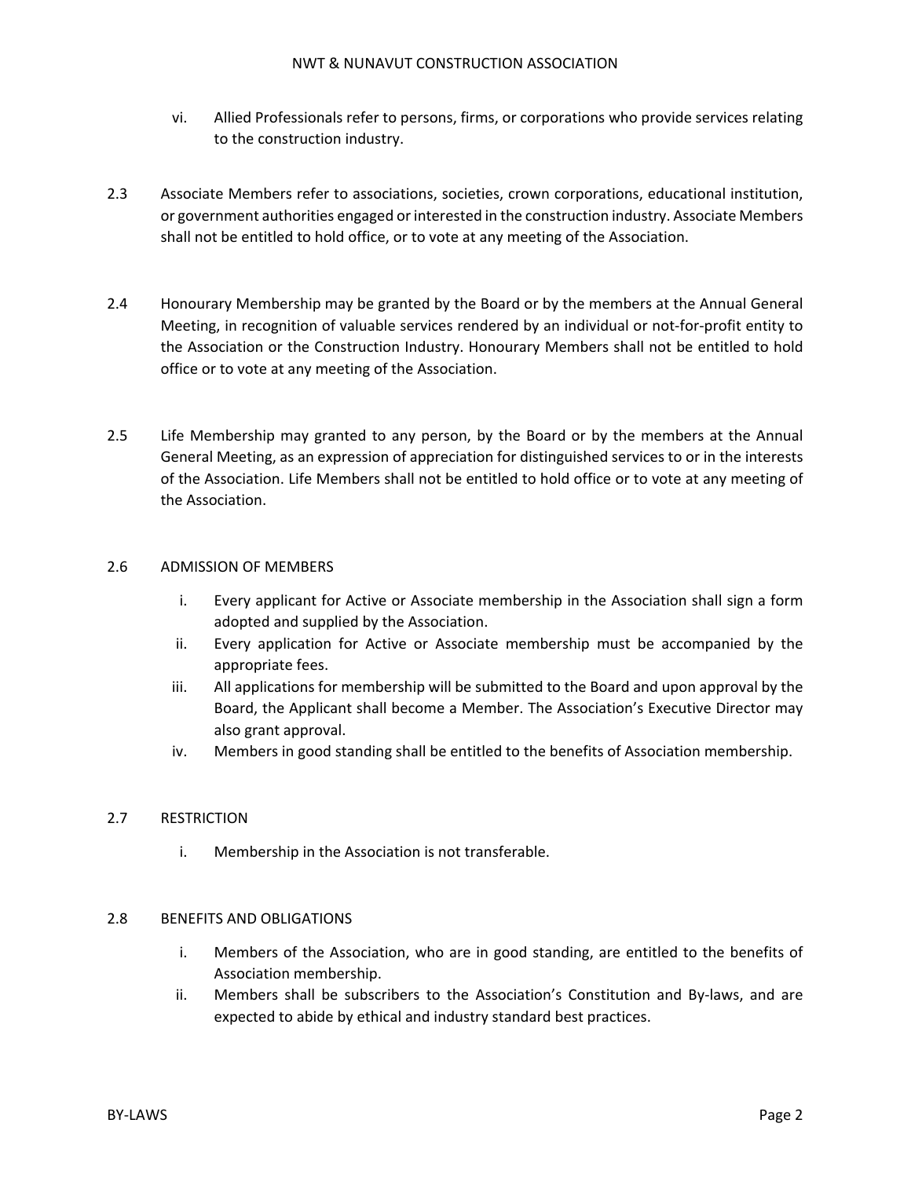vi. Allied Professionals refer to persons, firms, or corporations who provide services relating to the construction industry.

2.3 Associate Members refer to associations, societies, crown corporations, educational institution, or government authorities engaged or interested in the construction industry. Associate Members shall not be entitled to hold office, or to vote at any meeting of the Association.

2.4 Honourary Membership may be granted by the Board or by the members at the Annual General Meeting, in recognition of valuable services rendered by an individual or not-for-profit entity to the Association or the Construction Industry. Honourary Members shall not be entitled to hold office or to vote at any meeting of the Association.

2.5 Life Membership may granted to any person, by the Board or by the members at the Annual General Meeting, as an expression of appreciation for distinguished services to or in the interests of the Association. Life Members shall not be entitled to hold office or to vote at any meeting of the Association.

2.6 ADMISSION OF MEMBERS

i. Every applicant for Active or Associate membership in the Association shall sign a form adopted and supplied by the Association.
ii. Every application for Active or Associate membership must be accompanied by the appropriate fees.
iii. All applications for membership will be submitted to the Board and upon approval by the Board, the Applicant shall become a Member. The Association's Executive Director may also grant approval.
iv. Members in good standing shall be entitled to the benefits of Association membership.

2.7 RESTRICTION

i. Membership in the Association is not transferable.

2.8 BENEFITS AND OBLIGATIONS

i. Members of the Association, who are in good standing, are entitled to the benefits of Association membership.
ii. Members shall be subscribers to the Association's Constitution and By-laws, and are expected to abide by ethical and industry standard best practices.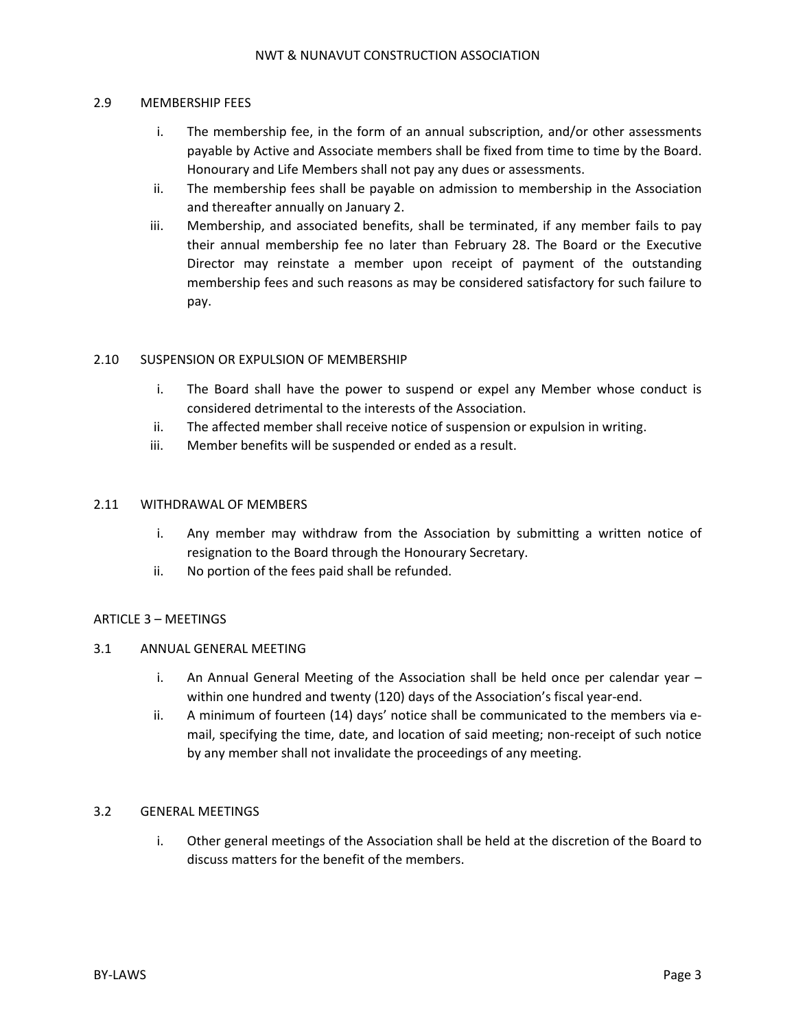### 2.9 MEMBERSHIP FEES

i. The membership fee, in the form of an annual subscription, and/or other assessments payable by Active and Associate members shall be fixed from time to time by the Board. Honourary and Life Members shall not pay any dues or assessments.

ii. The membership fees shall be payable on admission to membership in the Association and thereafter annually on January 2.

iii. Membership, and associated benefits, shall be terminated, if any member fails to pay their annual membership fee no later than February 28. The Board or the Executive Director may reinstate a member upon receipt of payment of the outstanding membership fees and such reasons as may be considered satisfactory for such failure to pay.

### 2.10 SUSPENSION OR EXPULSION OF MEMBERSHIP

i. The Board shall have the power to suspend or expel any Member whose conduct is considered detrimental to the interests of the Association.

ii. The affected member shall receive notice of suspension or expulsion in writing.

iii. Member benefits will be suspended or ended as a result.

### 2.11 WITHDRAWAL OF MEMBERS

i. Any member may withdraw from the Association by submitting a written notice of resignation to the Board through the Honourary Secretary.

ii. No portion of the fees paid shall be refunded.

## ARTICLE 3 – MEETINGS

### 3.1 ANNUAL GENERAL MEETING

i. An Annual General Meeting of the Association shall be held once per calendar year – within one hundred and twenty (120) days of the Association's fiscal year-end.

ii. A minimum of fourteen (14) days' notice shall be communicated to the members via e-mail, specifying the time, date, and location of said meeting; non-receipt of such notice by any member shall not invalidate the proceedings of any meeting.

### 3.2 GENERAL MEETINGS

i. Other general meetings of the Association shall be held at the discretion of the Board to discuss matters for the benefit of the members.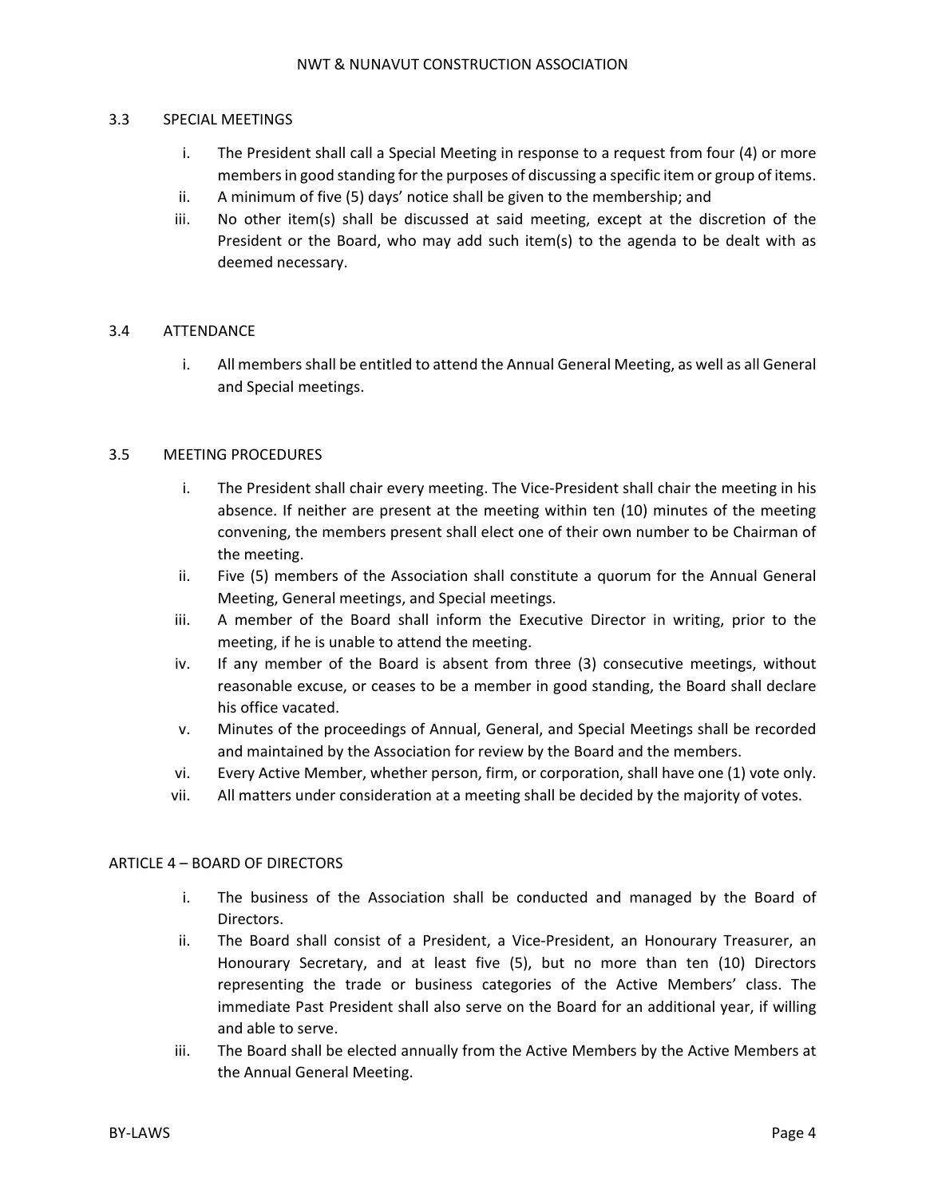### 3.3 SPECIAL MEETINGS

i. The President shall call a Special Meeting in response to a request from four (4) or more members in good standing for the purposes of discussing a specific item or group of items.

ii. A minimum of five (5) days' notice shall be given to the membership; and

iii. No other item(s) shall be discussed at said meeting, except at the discretion of the President or the Board, who may add such item(s) to the agenda to be dealt with as deemed necessary.

### 3.4 ATTENDANCE

i. All members shall be entitled to attend the Annual General Meeting, as well as all General and Special meetings.

### 3.5 MEETING PROCEDURES

i. The President shall chair every meeting. The Vice-President shall chair the meeting in his absence. If neither are present at the meeting within ten (10) minutes of the meeting convening, the members present shall elect one of their own number to be Chairman of the meeting.

ii. Five (5) members of the Association shall constitute a quorum for the Annual General Meeting, General meetings, and Special meetings.

iii. A member of the Board shall inform the Executive Director in writing, prior to the meeting, if he is unable to attend the meeting.

iv. If any member of the Board is absent from three (3) consecutive meetings, without reasonable excuse, or ceases to be a member in good standing, the Board shall declare his office vacated.

v. Minutes of the proceedings of Annual, General, and Special Meetings shall be recorded and maintained by the Association for review by the Board and the members.

vi. Every Active Member, whether person, firm, or corporation, shall have one (1) vote only.

vii. All matters under consideration at a meeting shall be decided by the majority of votes.

## ARTICLE 4 – BOARD OF DIRECTORS

i. The business of the Association shall be conducted and managed by the Board of Directors.

ii. The Board shall consist of a President, a Vice-President, an Honourary Treasurer, an Honourary Secretary, and at least five (5), but no more than ten (10) Directors representing the trade or business categories of the Active Members' class. The immediate Past President shall also serve on the Board for an additional year, if willing and able to serve.

iii. The Board shall be elected annually from the Active Members by the Active Members at the Annual General Meeting.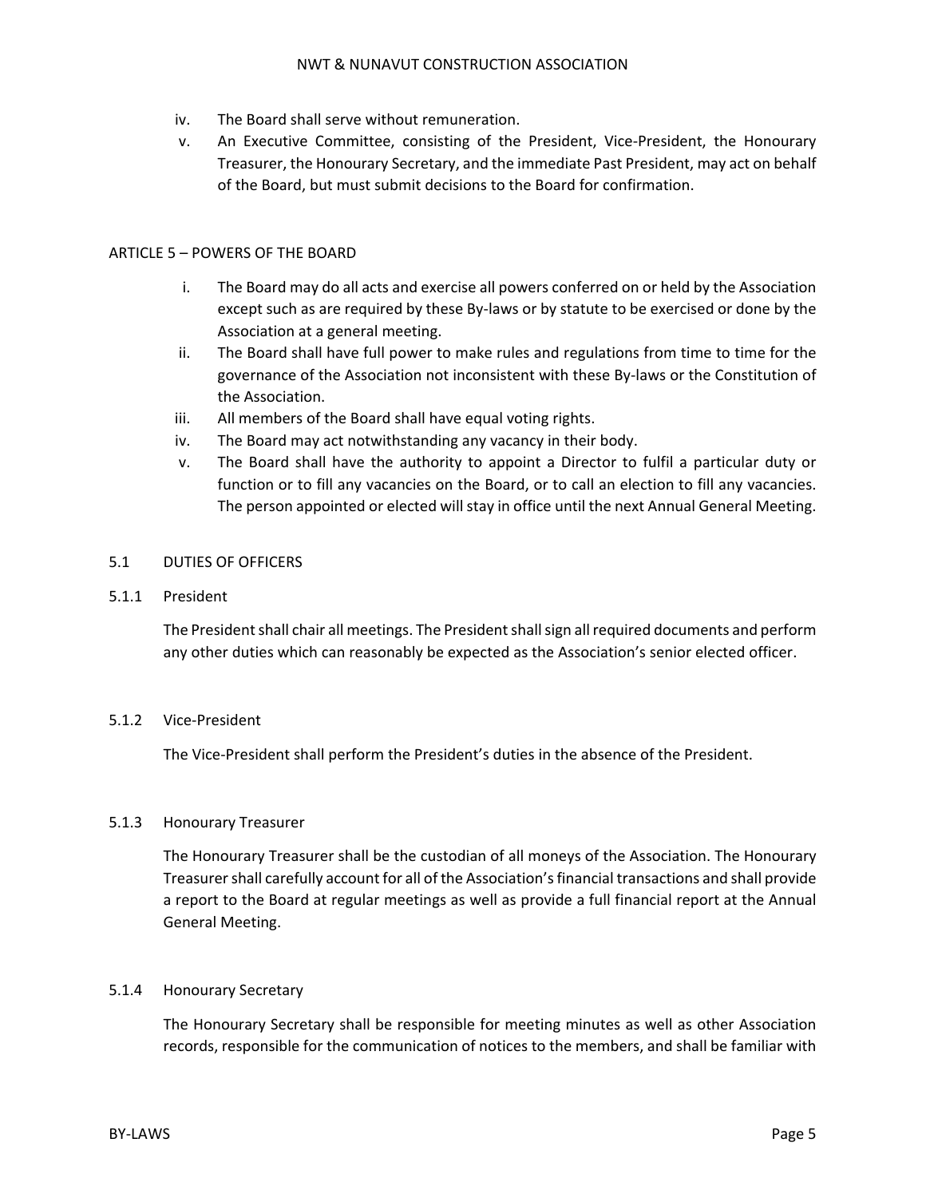iv. The Board shall serve without remuneration.

v. An Executive Committee, consisting of the President, Vice-President, the Honourary Treasurer, the Honourary Secretary, and the immediate Past President, may act on behalf of the Board, but must submit decisions to the Board for confirmation.

## ARTICLE 5 – POWERS OF THE BOARD

i. The Board may do all acts and exercise all powers conferred on or held by the Association except such as are required by these By-laws or by statute to be exercised or done by the Association at a general meeting.

ii. The Board shall have full power to make rules and regulations from time to time for the governance of the Association not inconsistent with these By-laws or the Constitution of the Association.

iii. All members of the Board shall have equal voting rights.

iv. The Board may act notwithstanding any vacancy in their body.

v. The Board shall have the authority to appoint a Director to fulfil a particular duty or function or to fill any vacancies on the Board, or to call an election to fill any vacancies. The person appointed or elected will stay in office until the next Annual General Meeting.

### 5.1 DUTIES OF OFFICERS

#### 5.1.1 President

The President shall chair all meetings. The President shall sign all required documents and perform any other duties which can reasonably be expected as the Association's senior elected officer.

#### 5.1.2 Vice-President

The Vice-President shall perform the President's duties in the absence of the President.

#### 5.1.3 Honourary Treasurer

The Honourary Treasurer shall be the custodian of all moneys of the Association. The Honourary Treasurer shall carefully account for all of the Association's financial transactions and shall provide a report to the Board at regular meetings as well as provide a full financial report at the Annual General Meeting.

#### 5.1.4 Honourary Secretary

The Honourary Secretary shall be responsible for meeting minutes as well as other Association records, responsible for the communication of notices to the members, and shall be familiar with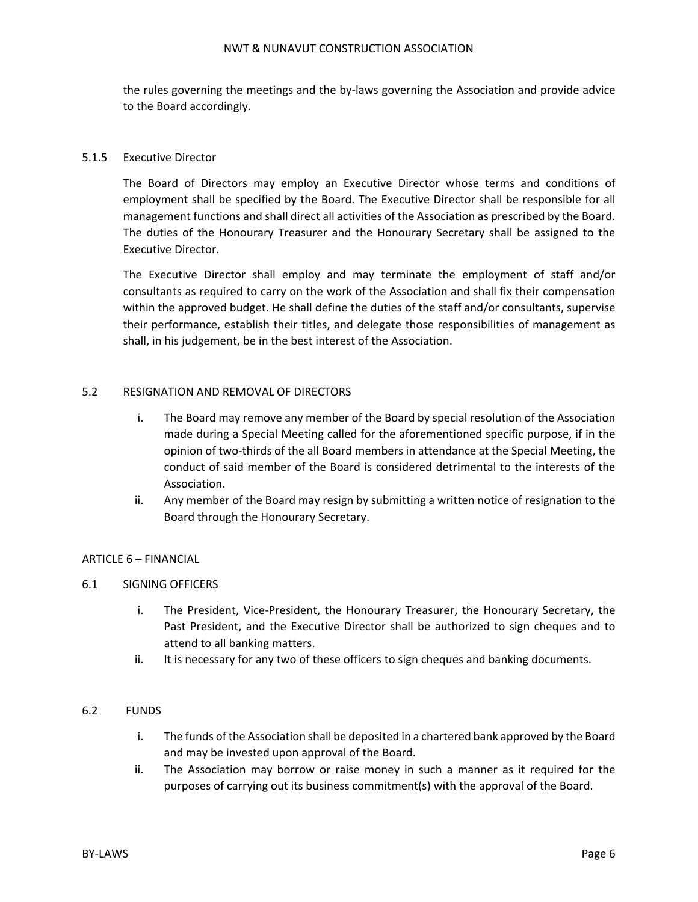the rules governing the meetings and the by-laws governing the Association and provide advice to the Board accordingly.

#### 5.1.5 Executive Director

The Board of Directors may employ an Executive Director whose terms and conditions of employment shall be specified by the Board. The Executive Director shall be responsible for all management functions and shall direct all activities of the Association as prescribed by the Board. The duties of the Honourary Treasurer and the Honourary Secretary shall be assigned to the Executive Director.

The Executive Director shall employ and may terminate the employment of staff and/or consultants as required to carry on the work of the Association and shall fix their compensation within the approved budget. He shall define the duties of the staff and/or consultants, supervise their performance, establish their titles, and delegate those responsibilities of management as shall, in his judgement, be in the best interest of the Association.

### 5.2 RESIGNATION AND REMOVAL OF DIRECTORS

i. The Board may remove any member of the Board by special resolution of the Association made during a Special Meeting called for the aforementioned specific purpose, if in the opinion of two-thirds of the all Board members in attendance at the Special Meeting, the conduct of said member of the Board is considered detrimental to the interests of the Association.

ii. Any member of the Board may resign by submitting a written notice of resignation to the Board through the Honourary Secretary.

## ARTICLE 6 – FINANCIAL

### 6.1 SIGNING OFFICERS

i. The President, Vice-President, the Honourary Treasurer, the Honourary Secretary, the Past President, and the Executive Director shall be authorized to sign cheques and to attend to all banking matters.

ii. It is necessary for any two of these officers to sign cheques and banking documents.

### 6.2 FUNDS

i. The funds of the Association shall be deposited in a chartered bank approved by the Board and may be invested upon approval of the Board.

ii. The Association may borrow or raise money in such a manner as it required for the purposes of carrying out its business commitment(s) with the approval of the Board.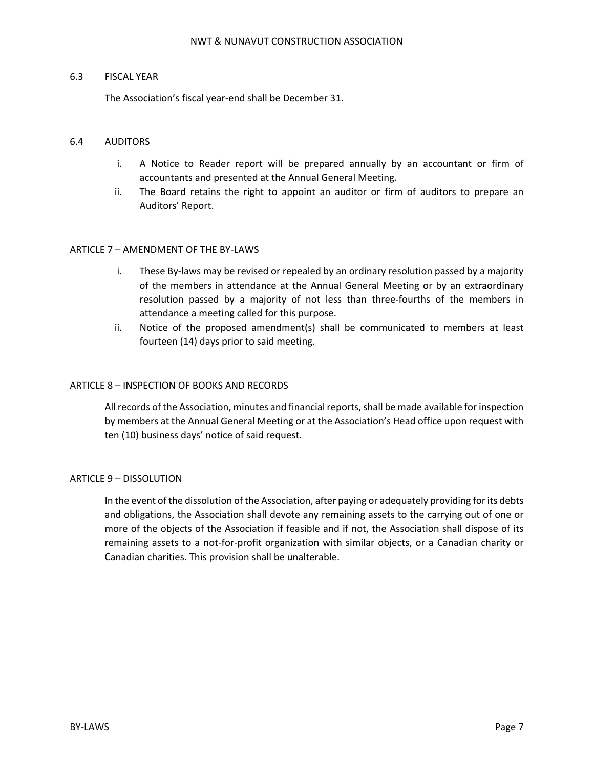### 6.3 FISCAL YEAR

The Association's fiscal year-end shall be December 31.

### 6.4 AUDITORS

i. A Notice to Reader report will be prepared annually by an accountant or firm of accountants and presented at the Annual General Meeting.

ii. The Board retains the right to appoint an auditor or firm of auditors to prepare an Auditors' Report.

## ARTICLE 7 – AMENDMENT OF THE BY-LAWS

i. These By-laws may be revised or repealed by an ordinary resolution passed by a majority of the members in attendance at the Annual General Meeting or by an extraordinary resolution passed by a majority of not less than three-fourths of the members in attendance a meeting called for this purpose.

ii. Notice of the proposed amendment(s) shall be communicated to members at least fourteen (14) days prior to said meeting.

## ARTICLE 8 – INSPECTION OF BOOKS AND RECORDS

All records of the Association, minutes and financial reports, shall be made available for inspection by members at the Annual General Meeting or at the Association's Head office upon request with ten (10) business days' notice of said request.

## ARTICLE 9 – DISSOLUTION

In the event of the dissolution of the Association, after paying or adequately providing for its debts and obligations, the Association shall devote any remaining assets to the carrying out of one or more of the objects of the Association if feasible and if not, the Association shall dispose of its remaining assets to a not-for-profit organization with similar objects, or a Canadian charity or Canadian charities. This provision shall be unalterable.